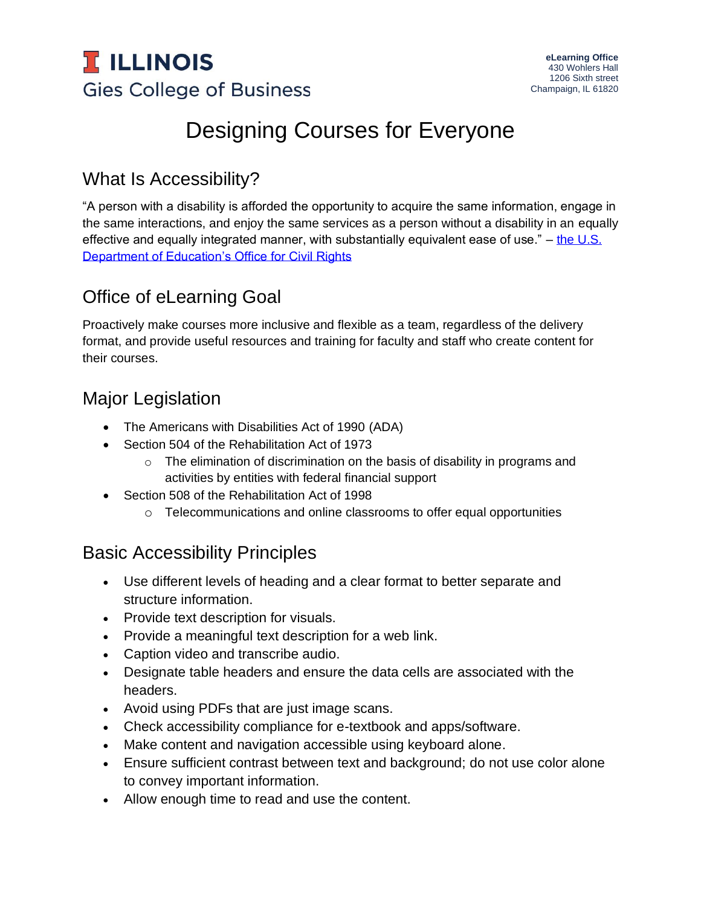**I ILLINOIS**
Gies College of Business

**eLearning Office**
430 Wohlers Hall
1206 Sixth street
Champaign, IL 61820

# Designing Courses for Everyone

## What Is Accessibility?

"A person with a disability is afforded the opportunity to acquire the same information, engage in the same interactions, and enjoy the same services as a person without a disability in an equally effective and equally integrated manner, with substantially equivalent ease of use." – [the U.S. Department of Education's Office for Civil Rights]()

## Office of eLearning Goal

Proactively make courses more inclusive and flexible as a team, regardless of the delivery format, and provide useful resources and training for faculty and staff who create content for their courses.

## Major Legislation

- The Americans with Disabilities Act of 1990 (ADA)
- Section 504 of the Rehabilitation Act of 1973
  - The elimination of discrimination on the basis of disability in programs and activities by entities with federal financial support
- Section 508 of the Rehabilitation Act of 1998
  - Telecommunications and online classrooms to offer equal opportunities

## Basic Accessibility Principles

- Use different levels of heading and a clear format to better separate and structure information.
- Provide text description for visuals.
- Provide a meaningful text description for a web link.
- Caption video and transcribe audio.
- Designate table headers and ensure the data cells are associated with the headers.
- Avoid using PDFs that are just image scans.
- Check accessibility compliance for e-textbook and apps/software.
- Make content and navigation accessible using keyboard alone.
- Ensure sufficient contrast between text and background; do not use color alone to convey important information.
- Allow enough time to read and use the content.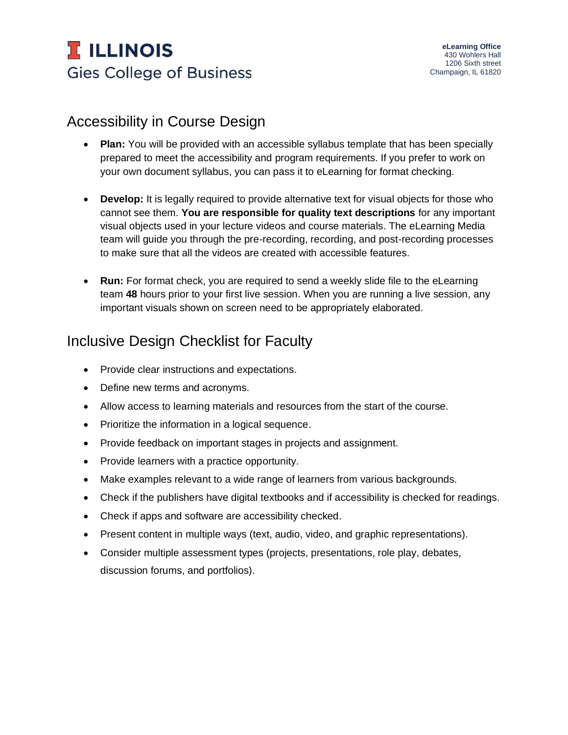# ILLINOIS
Gies College of Business

**eLearning Office**
430 Wohlers Hall
1206 Sixth street
Champaign, IL 61820

## Accessibility in Course Design

- **Plan:** You will be provided with an accessible syllabus template that has been specially prepared to meet the accessibility and program requirements. If you prefer to work on your own document syllabus, you can pass it to eLearning for format checking.

- **Develop:** It is legally required to provide alternative text for visual objects for those who cannot see them. **You are responsible for quality text descriptions** for any important visual objects used in your lecture videos and course materials. The eLearning Media team will guide you through the pre-recording, recording, and post-recording processes to make sure that all the videos are created with accessible features.

- **Run:** For format check, you are required to send a weekly slide file to the eLearning team **48** hours prior to your first live session. When you are running a live session, any important visuals shown on screen need to be appropriately elaborated.

## Inclusive Design Checklist for Faculty

- Provide clear instructions and expectations.
- Define new terms and acronyms.
- Allow access to learning materials and resources from the start of the course.
- Prioritize the information in a logical sequence.
- Provide feedback on important stages in projects and assignment.
- Provide learners with a practice opportunity.
- Make examples relevant to a wide range of learners from various backgrounds.
- Check if the publishers have digital textbooks and if accessibility is checked for readings.
- Check if apps and software are accessibility checked.
- Present content in multiple ways (text, audio, video, and graphic representations).
- Consider multiple assessment types (projects, presentations, role play, debates, discussion forums, and portfolios).